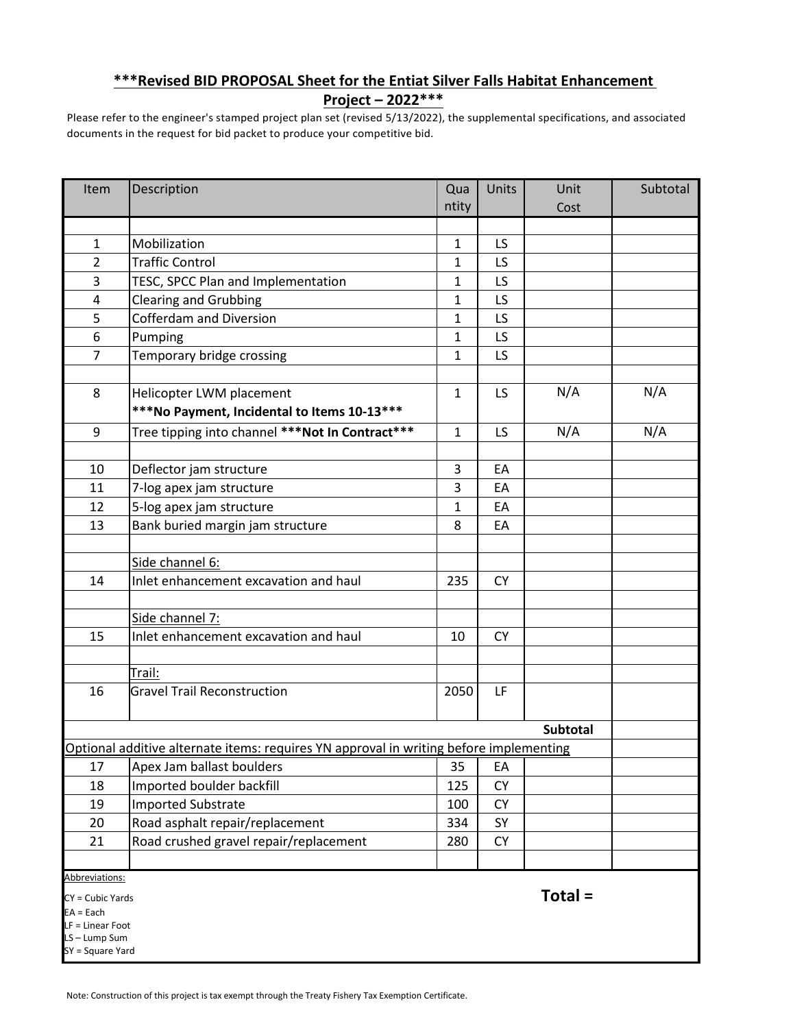# ***Revised BID PROPOSAL Sheet for the Entiat Silver Falls Habitat Enhancement Project – 2022***

Please refer to the engineer's stamped project plan set (revised 5/13/2022), the supplemental specifications, and associated documents in the request for bid packet to produce your competitive bid.

| Item | Description | Quantity | Units | Unit Cost | Subtotal |
|---|---|---|---|---|---|
| | | | | | |
| 1 | Mobilization | 1 | LS | | |
| 2 | Traffic Control | 1 | LS | | |
| 3 | TESC, SPCC Plan and Implementation | 1 | LS | | |
| 4 | Clearing and Grubbing | 1 | LS | | |
| 5 | Cofferdam and Diversion | 1 | LS | | |
| 6 | Pumping | 1 | LS | | |
| 7 | Temporary bridge crossing | 1 | LS | | |
| | | | | | |
| 8 | Helicopter LWM placement **\*\*\*No Payment, Incidental to Items 10-13\*\*\*** | 1 | LS | N/A | N/A |
| 9 | Tree tipping into channel **\*\*\*Not In Contract\*\*\*** | 1 | LS | N/A | N/A |
| | | | | | |
| 10 | Deflector jam structure | 3 | EA | | |
| 11 | 7-log apex jam structure | 3 | EA | | |
| 12 | 5-log apex jam structure | 1 | EA | | |
| 13 | Bank buried margin jam structure | 8 | EA | | |
| | | | | | |
| | <u>Side channel 6:</u> | | | | |
| 14 | Inlet enhancement excavation and haul | 235 | CY | | |
| | | | | | |
| | <u>Side channel 7:</u> | | | | |
| 15 | Inlet enhancement excavation and haul | 10 | CY | | |
| | | | | | |
| | <u>Trail:</u> | | | | |
| 16 | Gravel Trail Reconstruction | 2050 | LF | | |
| | | | | **Subtotal** | |
| <u>Optional additive alternate items: requires YN approval in writing before implementing</u> | | | | | |
| 17 | Apex Jam ballast boulders | 35 | EA | | |
| 18 | Imported boulder backfill | 125 | CY | | |
| 19 | Imported Substrate | 100 | CY | | |
| 20 | Road asphalt repair/replacement | 334 | SY | | |
| 21 | Road crushed gravel repair/replacement | 280 | CY | | |
| | | | | | |
| | | | | **Total =** | |

<u>Abbreviations:</u>

CY = Cubic Yards
EA = Each
LF = Linear Foot
LS – Lump Sum
SY = Square Yard

Note: Construction of this project is tax exempt through the Treaty Fishery Tax Exemption Certificate.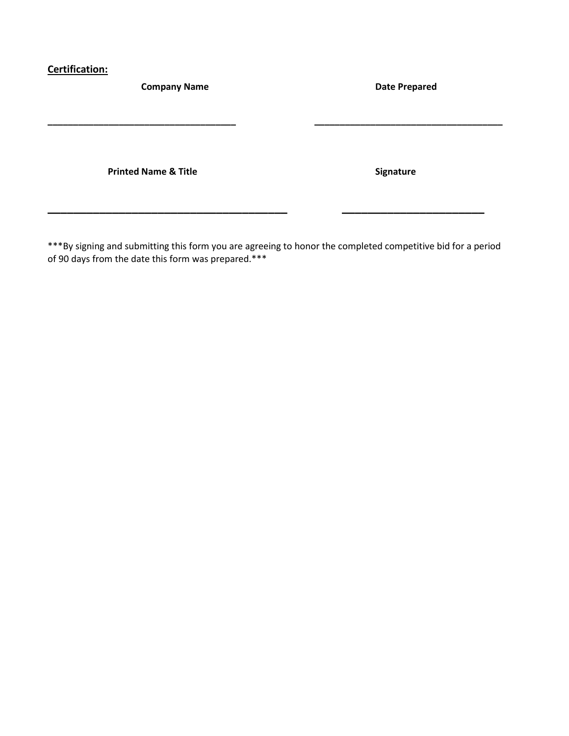**Certification:**

| | |
|---|---|
| **Company Name** | **Date Prepared** |
| ____________________________________ | ____________________________________ |
| **Printed Name & Title** | **Signature** |
| ____________________________________________ | __________________________ |

\*\*\*By signing and submitting this form you are agreeing to honor the completed competitive bid for a period of 90 days from the date this form was prepared.\*\*\*